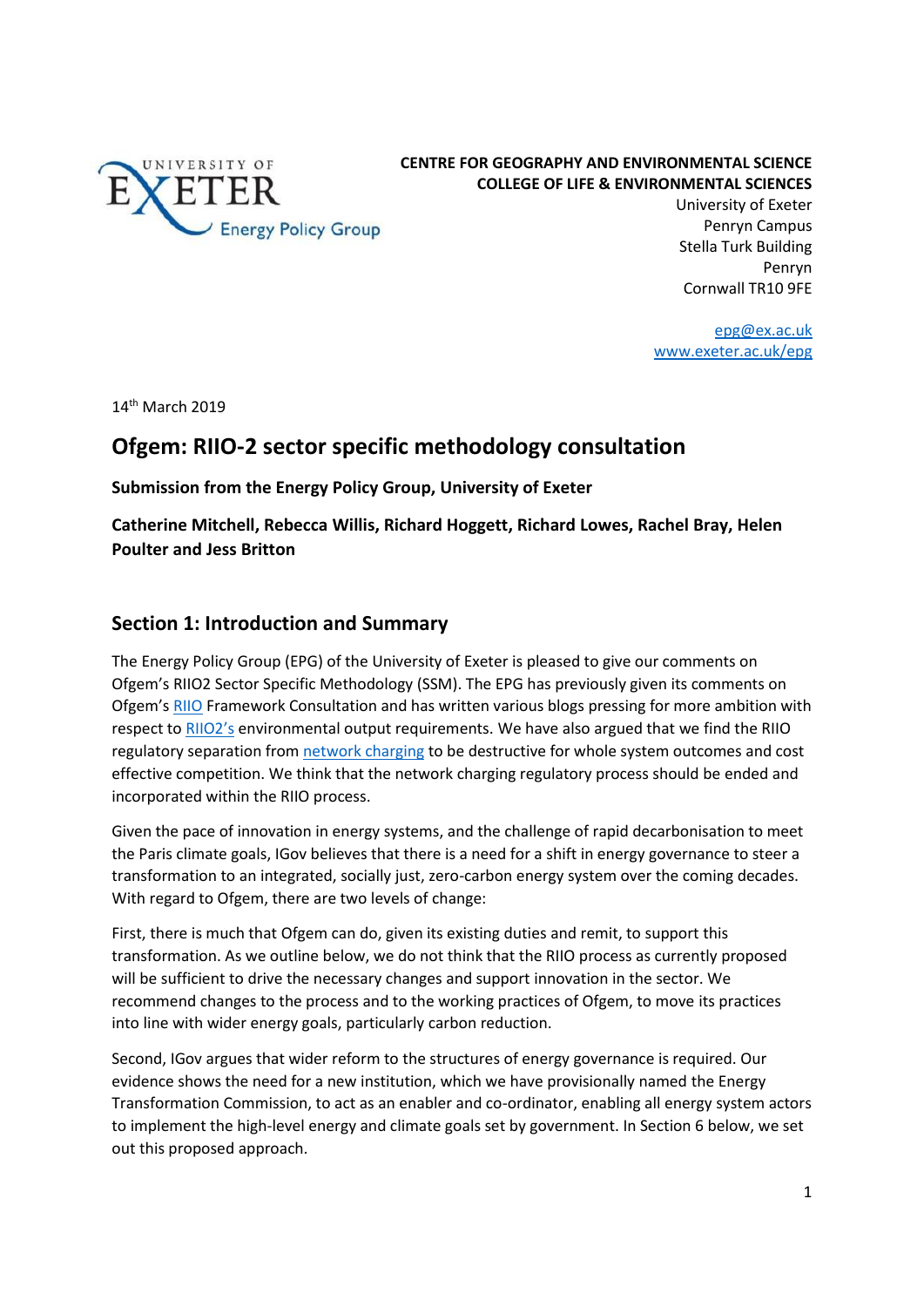**CENTRE FOR GEOGRAPHY AND ENVIRONMENTAL SCIENCE**
**COLLEGE OF LIFE & ENVIRONMENTAL SCIENCES**
University of Exeter
Penryn Campus
Stella Turk Building
Penryn
Cornwall TR10 9FE

epg@ex.ac.uk
www.exeter.ac.uk/epg

14th March 2019

# Ofgem: RIIO-2 sector specific methodology consultation

**Submission from the Energy Policy Group, University of Exeter**

**Catherine Mitchell, Rebecca Willis, Richard Hoggett, Richard Lowes, Rachel Bray, Helen Poulter and Jess Britton**

## Section 1: Introduction and Summary

The Energy Policy Group (EPG) of the University of Exeter is pleased to give our comments on Ofgem's RIIO2 Sector Specific Methodology (SSM). The EPG has previously given its comments on Ofgem's RIIO Framework Consultation and has written various blogs pressing for more ambition with respect to RIIO2's environmental output requirements. We have also argued that we find the RIIO regulatory separation from network charging to be destructive for whole system outcomes and cost effective competition. We think that the network charging regulatory process should be ended and incorporated within the RIIO process.

Given the pace of innovation in energy systems, and the challenge of rapid decarbonisation to meet the Paris climate goals, IGov believes that there is a need for a shift in energy governance to steer a transformation to an integrated, socially just, zero-carbon energy system over the coming decades. With regard to Ofgem, there are two levels of change:

First, there is much that Ofgem can do, given its existing duties and remit, to support this transformation. As we outline below, we do not think that the RIIO process as currently proposed will be sufficient to drive the necessary changes and support innovation in the sector. We recommend changes to the process and to the working practices of Ofgem, to move its practices into line with wider energy goals, particularly carbon reduction.

Second, IGov argues that wider reform to the structures of energy governance is required. Our evidence shows the need for a new institution, which we have provisionally named the Energy Transformation Commission, to act as an enabler and co-ordinator, enabling all energy system actors to implement the high-level energy and climate goals set by government. In Section 6 below, we set out this proposed approach.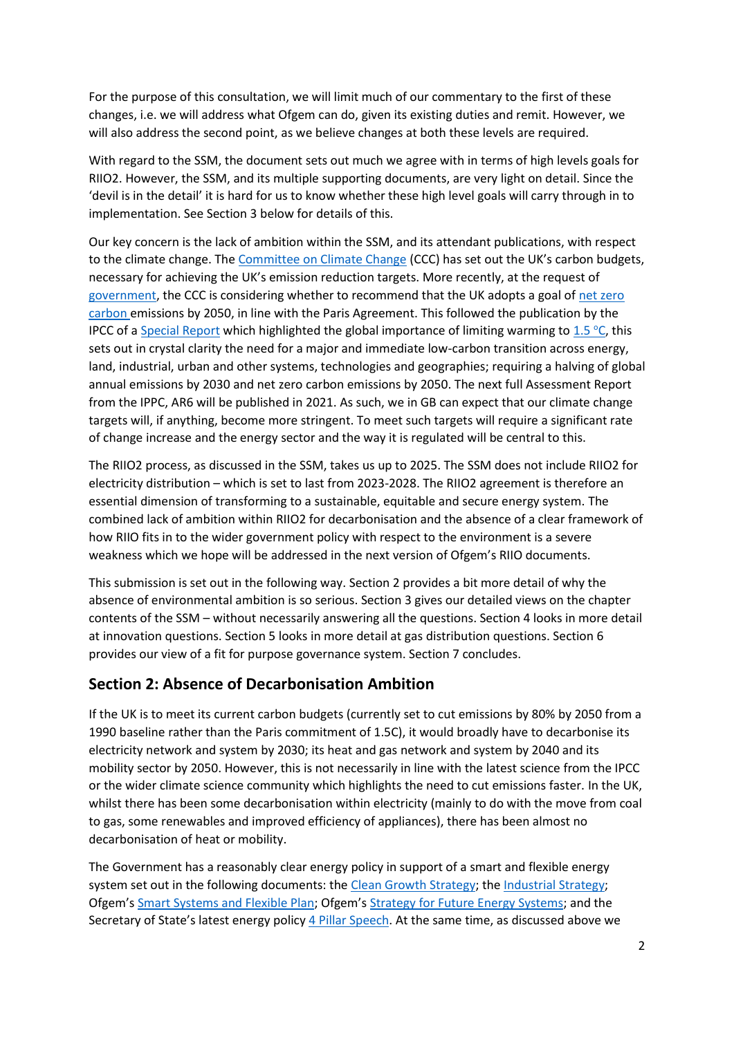For the purpose of this consultation, we will limit much of our commentary to the first of these changes, i.e. we will address what Ofgem can do, given its existing duties and remit. However, we will also address the second point, as we believe changes at both these levels are required.

With regard to the SSM, the document sets out much we agree with in terms of high levels goals for RIIO2. However, the SSM, and its multiple supporting documents, are very light on detail. Since the 'devil is in the detail' it is hard for us to know whether these high level goals will carry through in to implementation. See Section 3 below for details of this.

Our key concern is the lack of ambition within the SSM, and its attendant publications, with respect to the climate change. The Committee on Climate Change (CCC) has set out the UK's carbon budgets, necessary for achieving the UK's emission reduction targets. More recently, at the request of government, the CCC is considering whether to recommend that the UK adopts a goal of net zero carbon emissions by 2050, in line with the Paris Agreement. This followed the publication by the IPCC of a Special Report which highlighted the global importance of limiting warming to 1.5 °C, this sets out in crystal clarity the need for a major and immediate low-carbon transition across energy, land, industrial, urban and other systems, technologies and geographies; requiring a halving of global annual emissions by 2030 and net zero carbon emissions by 2050. The next full Assessment Report from the IPPC, AR6 will be published in 2021. As such, we in GB can expect that our climate change targets will, if anything, become more stringent. To meet such targets will require a significant rate of change increase and the energy sector and the way it is regulated will be central to this.

The RIIO2 process, as discussed in the SSM, takes us up to 2025. The SSM does not include RIIO2 for electricity distribution – which is set to last from 2023-2028. The RIIO2 agreement is therefore an essential dimension of transforming to a sustainable, equitable and secure energy system. The combined lack of ambition within RIIO2 for decarbonisation and the absence of a clear framework of how RIIO fits in to the wider government policy with respect to the environment is a severe weakness which we hope will be addressed in the next version of Ofgem's RIIO documents.

This submission is set out in the following way. Section 2 provides a bit more detail of why the absence of environmental ambition is so serious. Section 3 gives our detailed views on the chapter contents of the SSM – without necessarily answering all the questions. Section 4 looks in more detail at innovation questions. Section 5 looks in more detail at gas distribution questions. Section 6 provides our view of a fit for purpose governance system. Section 7 concludes.

## Section 2: Absence of Decarbonisation Ambition

If the UK is to meet its current carbon budgets (currently set to cut emissions by 80% by 2050 from a 1990 baseline rather than the Paris commitment of 1.5C), it would broadly have to decarbonise its electricity network and system by 2030; its heat and gas network and system by 2040 and its mobility sector by 2050. However, this is not necessarily in line with the latest science from the IPCC or the wider climate science community which highlights the need to cut emissions faster. In the UK, whilst there has been some decarbonisation within electricity (mainly to do with the move from coal to gas, some renewables and improved efficiency of appliances), there has been almost no decarbonisation of heat or mobility.

The Government has a reasonably clear energy policy in support of a smart and flexible energy system set out in the following documents: the Clean Growth Strategy; the Industrial Strategy; Ofgem's Smart Systems and Flexible Plan; Ofgem's Strategy for Future Energy Systems; and the Secretary of State's latest energy policy 4 Pillar Speech. At the same time, as discussed above we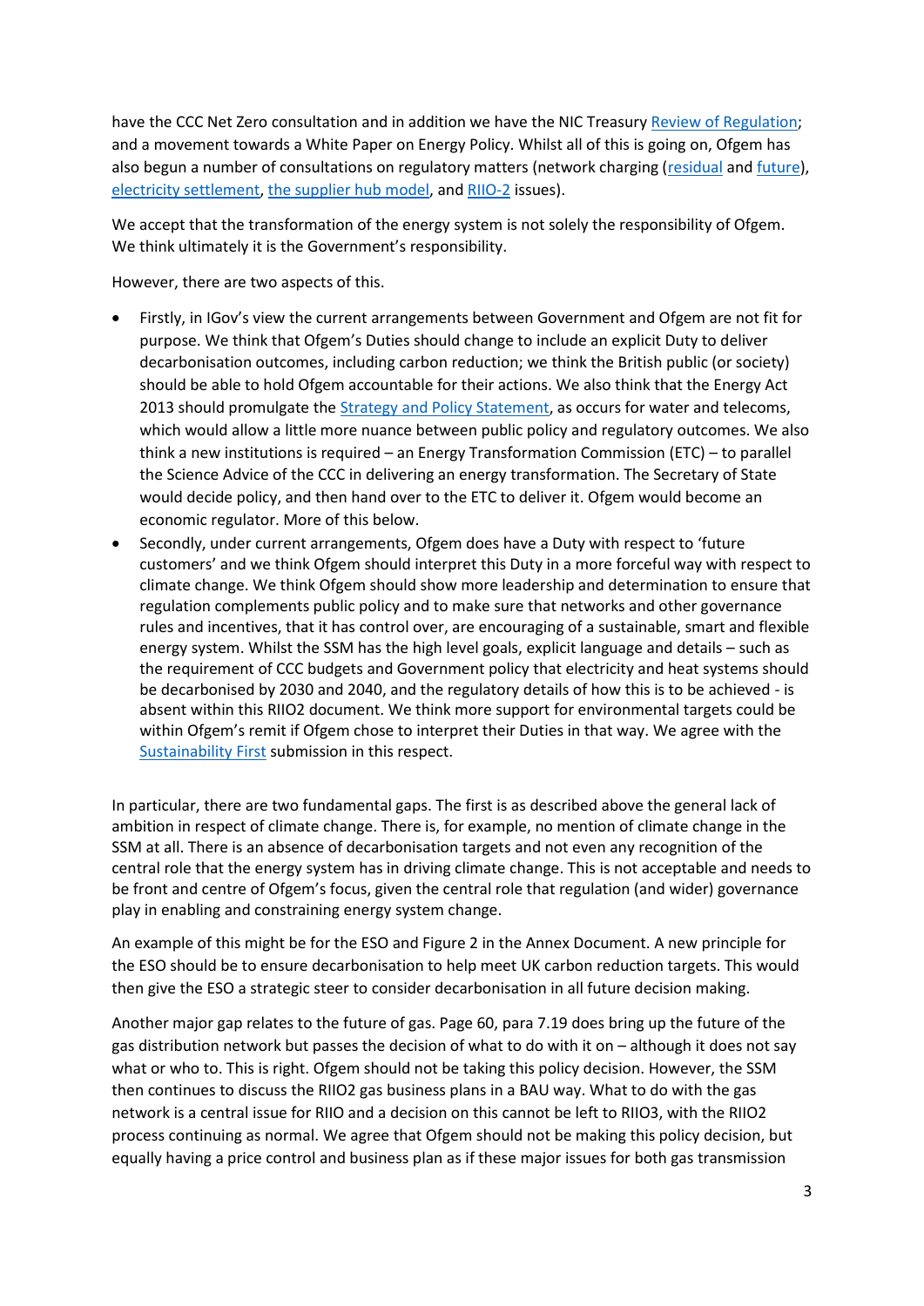have the CCC Net Zero consultation and in addition we have the NIC Treasury Review of Regulation; and a movement towards a White Paper on Energy Policy. Whilst all of this is going on, Ofgem has also begun a number of consultations on regulatory matters (network charging (residual and future), electricity settlement, the supplier hub model, and RIIO-2 issues).

We accept that the transformation of the energy system is not solely the responsibility of Ofgem. We think ultimately it is the Government's responsibility.

However, there are two aspects of this.

- Firstly, in IGov's view the current arrangements between Government and Ofgem are not fit for purpose. We think that Ofgem's Duties should change to include an explicit Duty to deliver decarbonisation outcomes, including carbon reduction; we think the British public (or society) should be able to hold Ofgem accountable for their actions. We also think that the Energy Act 2013 should promulgate the Strategy and Policy Statement, as occurs for water and telecoms, which would allow a little more nuance between public policy and regulatory outcomes. We also think a new institutions is required – an Energy Transformation Commission (ETC) – to parallel the Science Advice of the CCC in delivering an energy transformation. The Secretary of State would decide policy, and then hand over to the ETC to deliver it. Ofgem would become an economic regulator. More of this below.
- Secondly, under current arrangements, Ofgem does have a Duty with respect to 'future customers' and we think Ofgem should interpret this Duty in a more forceful way with respect to climate change. We think Ofgem should show more leadership and determination to ensure that regulation complements public policy and to make sure that networks and other governance rules and incentives, that it has control over, are encouraging of a sustainable, smart and flexible energy system. Whilst the SSM has the high level goals, explicit language and details – such as the requirement of CCC budgets and Government policy that electricity and heat systems should be decarbonised by 2030 and 2040, and the regulatory details of how this is to be achieved - is absent within this RIIO2 document. We think more support for environmental targets could be within Ofgem's remit if Ofgem chose to interpret their Duties in that way. We agree with the Sustainability First submission in this respect.

In particular, there are two fundamental gaps. The first is as described above the general lack of ambition in respect of climate change. There is, for example, no mention of climate change in the SSM at all. There is an absence of decarbonisation targets and not even any recognition of the central role that the energy system has in driving climate change. This is not acceptable and needs to be front and centre of Ofgem's focus, given the central role that regulation (and wider) governance play in enabling and constraining energy system change.

An example of this might be for the ESO and Figure 2 in the Annex Document. A new principle for the ESO should be to ensure decarbonisation to help meet UK carbon reduction targets. This would then give the ESO a strategic steer to consider decarbonisation in all future decision making.

Another major gap relates to the future of gas. Page 60, para 7.19 does bring up the future of the gas distribution network but passes the decision of what to do with it on – although it does not say what or who to. This is right. Ofgem should not be taking this policy decision. However, the SSM then continues to discuss the RIIO2 gas business plans in a BAU way. What to do with the gas network is a central issue for RIIO and a decision on this cannot be left to RIIO3, with the RIIO2 process continuing as normal. We agree that Ofgem should not be making this policy decision, but equally having a price control and business plan as if these major issues for both gas transmission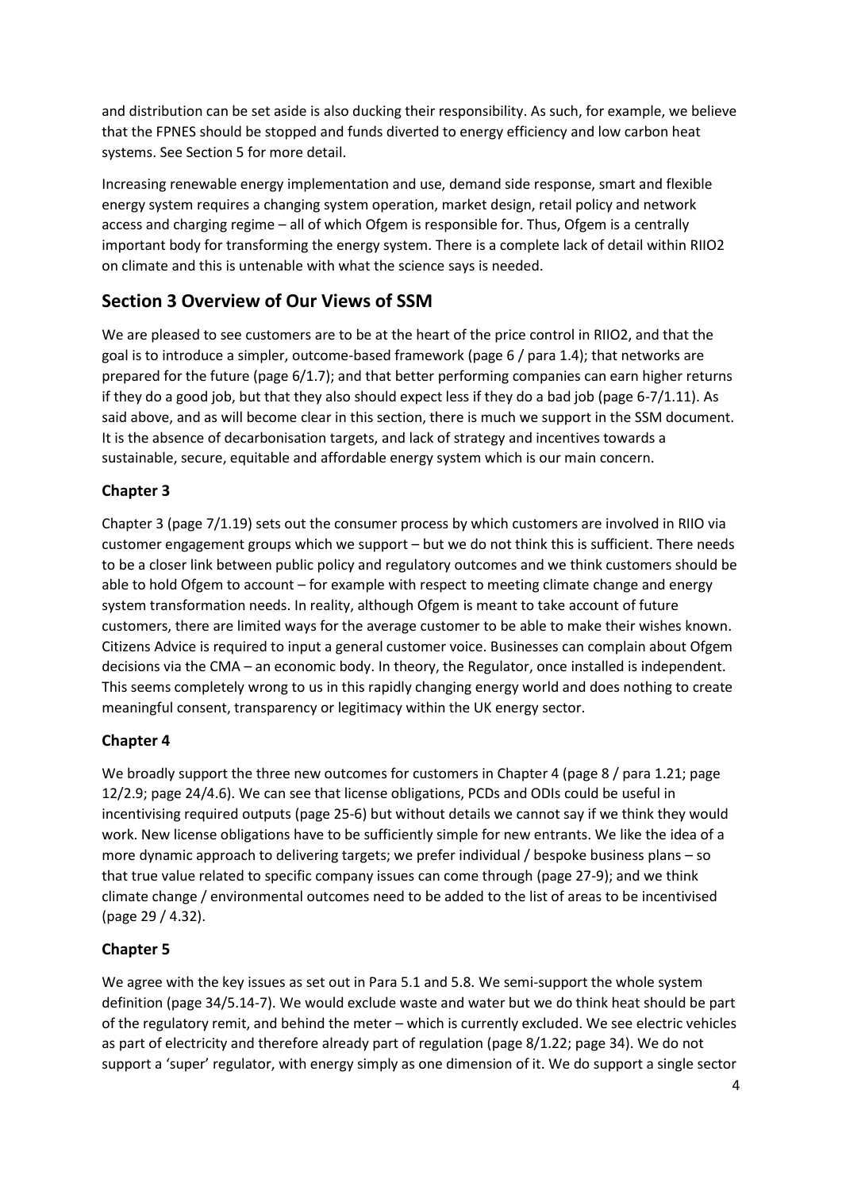and distribution can be set aside is also ducking their responsibility. As such, for example, we believe that the FPNES should be stopped and funds diverted to energy efficiency and low carbon heat systems. See Section 5 for more detail.

Increasing renewable energy implementation and use, demand side response, smart and flexible energy system requires a changing system operation, market design, retail policy and network access and charging regime – all of which Ofgem is responsible for. Thus, Ofgem is a centrally important body for transforming the energy system. There is a complete lack of detail within RIIO2 on climate and this is untenable with what the science says is needed.

## Section 3 Overview of Our Views of SSM

We are pleased to see customers are to be at the heart of the price control in RIIO2, and that the goal is to introduce a simpler, outcome-based framework (page 6 / para 1.4); that networks are prepared for the future (page 6/1.7); and that better performing companies can earn higher returns if they do a good job, but that they also should expect less if they do a bad job (page 6-7/1.11). As said above, and as will become clear in this section, there is much we support in the SSM document. It is the absence of decarbonisation targets, and lack of strategy and incentives towards a sustainable, secure, equitable and affordable energy system which is our main concern.

### Chapter 3

Chapter 3 (page 7/1.19) sets out the consumer process by which customers are involved in RIIO via customer engagement groups which we support – but we do not think this is sufficient. There needs to be a closer link between public policy and regulatory outcomes and we think customers should be able to hold Ofgem to account – for example with respect to meeting climate change and energy system transformation needs. In reality, although Ofgem is meant to take account of future customers, there are limited ways for the average customer to be able to make their wishes known. Citizens Advice is required to input a general customer voice. Businesses can complain about Ofgem decisions via the CMA – an economic body. In theory, the Regulator, once installed is independent. This seems completely wrong to us in this rapidly changing energy world and does nothing to create meaningful consent, transparency or legitimacy within the UK energy sector.

### Chapter 4

We broadly support the three new outcomes for customers in Chapter 4 (page 8 / para 1.21; page 12/2.9; page 24/4.6). We can see that license obligations, PCDs and ODIs could be useful in incentivising required outputs (page 25-6) but without details we cannot say if we think they would work. New license obligations have to be sufficiently simple for new entrants. We like the idea of a more dynamic approach to delivering targets; we prefer individual / bespoke business plans – so that true value related to specific company issues can come through (page 27-9); and we think climate change / environmental outcomes need to be added to the list of areas to be incentivised (page 29 / 4.32).

### Chapter 5

We agree with the key issues as set out in Para 5.1 and 5.8. We semi-support the whole system definition (page 34/5.14-7). We would exclude waste and water but we do think heat should be part of the regulatory remit, and behind the meter – which is currently excluded. We see electric vehicles as part of electricity and therefore already part of regulation (page 8/1.22; page 34). We do not support a 'super' regulator, with energy simply as one dimension of it. We do support a single sector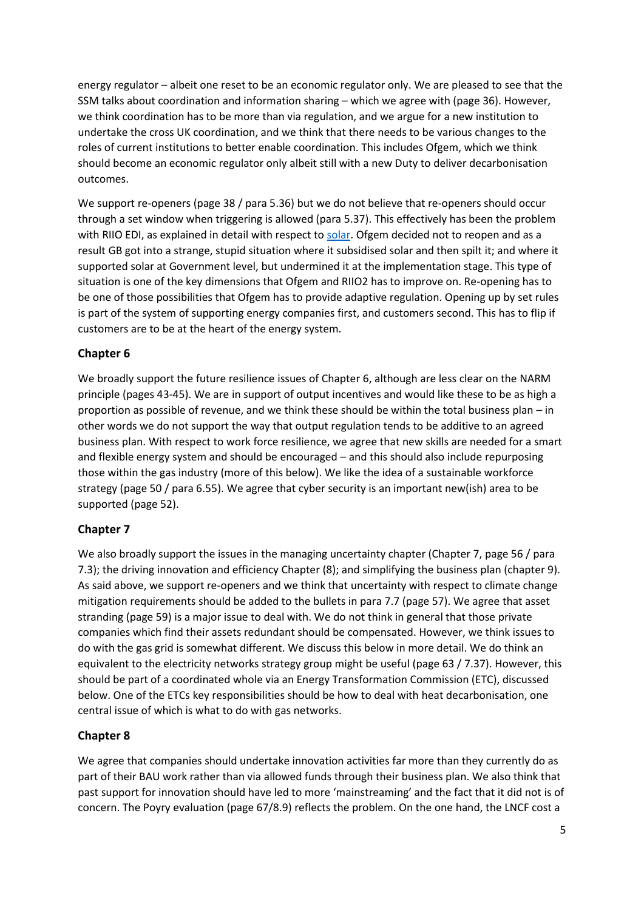energy regulator – albeit one reset to be an economic regulator only. We are pleased to see that the SSM talks about coordination and information sharing – which we agree with (page 36). However, we think coordination has to be more than via regulation, and we argue for a new institution to undertake the cross UK coordination, and we think that there needs to be various changes to the roles of current institutions to better enable coordination. This includes Ofgem, which we think should become an economic regulator only albeit still with a new Duty to deliver decarbonisation outcomes.

We support re-openers (page 38 / para 5.36) but we do not believe that re-openers should occur through a set window when triggering is allowed (para 5.37). This effectively has been the problem with RIIO EDI, as explained in detail with respect to solar. Ofgem decided not to reopen and as a result GB got into a strange, stupid situation where it subsidised solar and then spilt it; and where it supported solar at Government level, but undermined it at the implementation stage. This type of situation is one of the key dimensions that Ofgem and RIIO2 has to improve on. Re-opening has to be one of those possibilities that Ofgem has to provide adaptive regulation. Opening up by set rules is part of the system of supporting energy companies first, and customers second. This has to flip if customers are to be at the heart of the energy system.

## Chapter 6

We broadly support the future resilience issues of Chapter 6, although are less clear on the NARM principle (pages 43-45). We are in support of output incentives and would like these to be as high a proportion as possible of revenue, and we think these should be within the total business plan – in other words we do not support the way that output regulation tends to be additive to an agreed business plan. With respect to work force resilience, we agree that new skills are needed for a smart and flexible energy system and should be encouraged – and this should also include repurposing those within the gas industry (more of this below). We like the idea of a sustainable workforce strategy (page 50 / para 6.55). We agree that cyber security is an important new(ish) area to be supported (page 52).

## Chapter 7

We also broadly support the issues in the managing uncertainty chapter (Chapter 7, page 56 / para 7.3); the driving innovation and efficiency Chapter (8); and simplifying the business plan (chapter 9). As said above, we support re-openers and we think that uncertainty with respect to climate change mitigation requirements should be added to the bullets in para 7.7 (page 57). We agree that asset stranding (page 59) is a major issue to deal with. We do not think in general that those private companies which find their assets redundant should be compensated. However, we think issues to do with the gas grid is somewhat different. We discuss this below in more detail. We do think an equivalent to the electricity networks strategy group might be useful (page 63 / 7.37). However, this should be part of a coordinated whole via an Energy Transformation Commission (ETC), discussed below. One of the ETCs key responsibilities should be how to deal with heat decarbonisation, one central issue of which is what to do with gas networks.

## Chapter 8

We agree that companies should undertake innovation activities far more than they currently do as part of their BAU work rather than via allowed funds through their business plan. We also think that past support for innovation should have led to more 'mainstreaming' and the fact that it did not is of concern. The Poyry evaluation (page 67/8.9) reflects the problem. On the one hand, the LNCF cost a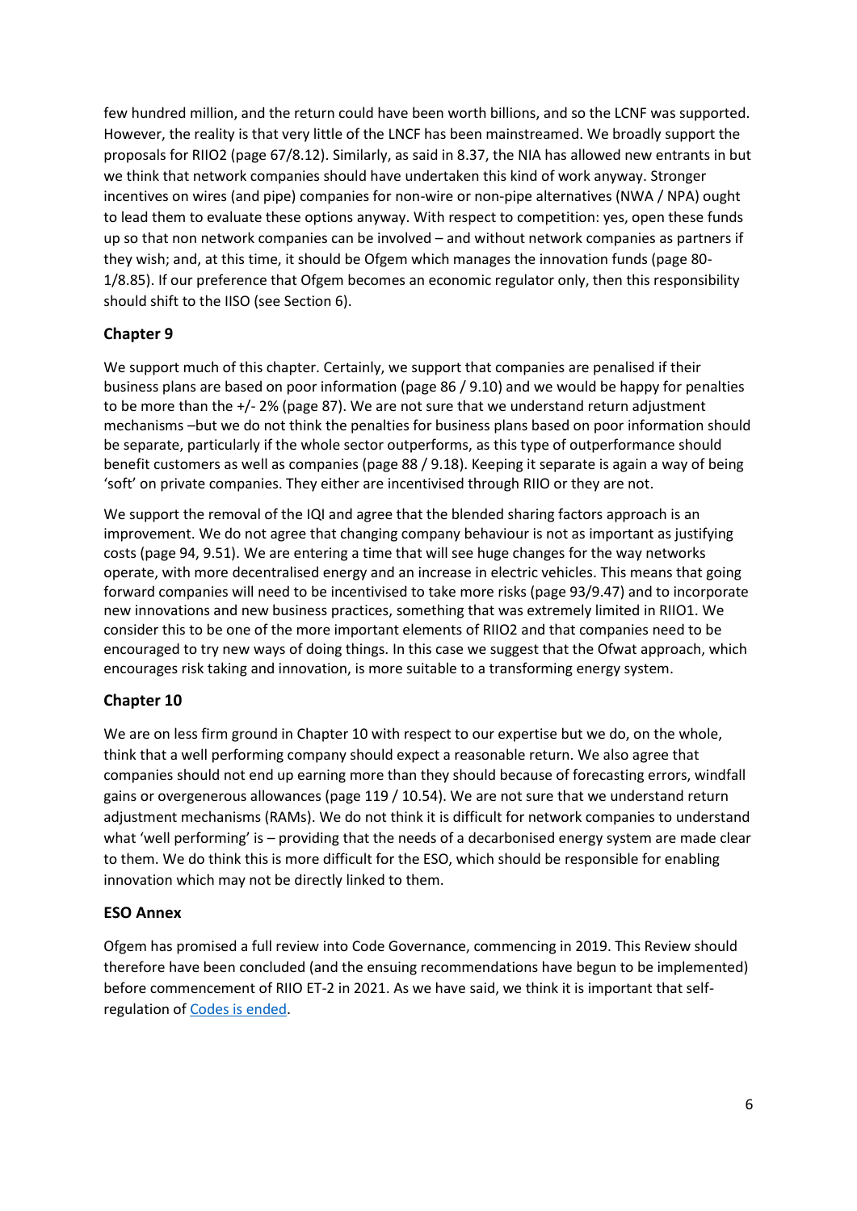few hundred million, and the return could have been worth billions, and so the LCNF was supported. However, the reality is that very little of the LNCF has been mainstreamed. We broadly support the proposals for RIIO2 (page 67/8.12). Similarly, as said in 8.37, the NIA has allowed new entrants in but we think that network companies should have undertaken this kind of work anyway. Stronger incentives on wires (and pipe) companies for non-wire or non-pipe alternatives (NWA / NPA) ought to lead them to evaluate these options anyway. With respect to competition: yes, open these funds up so that non network companies can be involved – and without network companies as partners if they wish; and, at this time, it should be Ofgem which manages the innovation funds (page 80-1/8.85). If our preference that Ofgem becomes an economic regulator only, then this responsibility should shift to the IISO (see Section 6).

## Chapter 9

We support much of this chapter. Certainly, we support that companies are penalised if their business plans are based on poor information (page 86 / 9.10) and we would be happy for penalties to be more than the +/- 2% (page 87). We are not sure that we understand return adjustment mechanisms –but we do not think the penalties for business plans based on poor information should be separate, particularly if the whole sector outperforms, as this type of outperformance should benefit customers as well as companies (page 88 / 9.18). Keeping it separate is again a way of being 'soft' on private companies. They either are incentivised through RIIO or they are not.

We support the removal of the IQI and agree that the blended sharing factors approach is an improvement. We do not agree that changing company behaviour is not as important as justifying costs (page 94, 9.51). We are entering a time that will see huge changes for the way networks operate, with more decentralised energy and an increase in electric vehicles. This means that going forward companies will need to be incentivised to take more risks (page 93/9.47) and to incorporate new innovations and new business practices, something that was extremely limited in RIIO1. We consider this to be one of the more important elements of RIIO2 and that companies need to be encouraged to try new ways of doing things. In this case we suggest that the Ofwat approach, which encourages risk taking and innovation, is more suitable to a transforming energy system.

## Chapter 10

We are on less firm ground in Chapter 10 with respect to our expertise but we do, on the whole, think that a well performing company should expect a reasonable return. We also agree that companies should not end up earning more than they should because of forecasting errors, windfall gains or overgenerous allowances (page 119 / 10.54). We are not sure that we understand return adjustment mechanisms (RAMs). We do not think it is difficult for network companies to understand what 'well performing' is – providing that the needs of a decarbonised energy system are made clear to them. We do think this is more difficult for the ESO, which should be responsible for enabling innovation which may not be directly linked to them.

## ESO Annex

Ofgem has promised a full review into Code Governance, commencing in 2019. This Review should therefore have been concluded (and the ensuing recommendations have begun to be implemented) before commencement of RIIO ET-2 in 2021. As we have said, we think it is important that self-regulation of Codes is ended.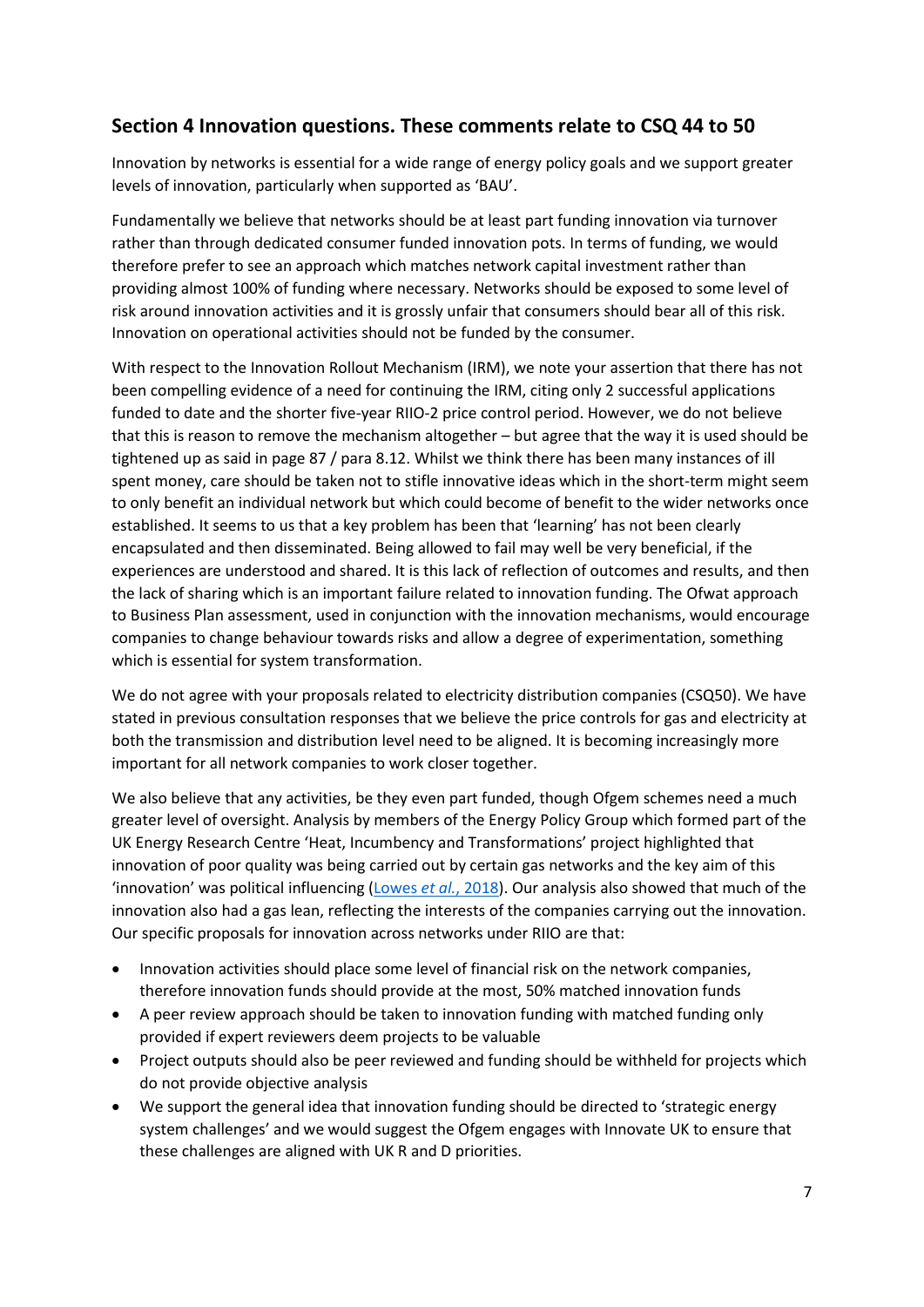## Section 4 Innovation questions. These comments relate to CSQ 44 to 50

Innovation by networks is essential for a wide range of energy policy goals and we support greater levels of innovation, particularly when supported as 'BAU'.

Fundamentally we believe that networks should be at least part funding innovation via turnover rather than through dedicated consumer funded innovation pots. In terms of funding, we would therefore prefer to see an approach which matches network capital investment rather than providing almost 100% of funding where necessary. Networks should be exposed to some level of risk around innovation activities and it is grossly unfair that consumers should bear all of this risk. Innovation on operational activities should not be funded by the consumer.

With respect to the Innovation Rollout Mechanism (IRM), we note your assertion that there has not been compelling evidence of a need for continuing the IRM, citing only 2 successful applications funded to date and the shorter five-year RIIO-2 price control period. However, we do not believe that this is reason to remove the mechanism altogether – but agree that the way it is used should be tightened up as said in page 87 / para 8.12. Whilst we think there has been many instances of ill spent money, care should be taken not to stifle innovative ideas which in the short-term might seem to only benefit an individual network but which could become of benefit to the wider networks once established. It seems to us that a key problem has been that 'learning' has not been clearly encapsulated and then disseminated. Being allowed to fail may well be very beneficial, if the experiences are understood and shared. It is this lack of reflection of outcomes and results, and then the lack of sharing which is an important failure related to innovation funding. The Ofwat approach to Business Plan assessment, used in conjunction with the innovation mechanisms, would encourage companies to change behaviour towards risks and allow a degree of experimentation, something which is essential for system transformation.

We do not agree with your proposals related to electricity distribution companies (CSQ50). We have stated in previous consultation responses that we believe the price controls for gas and electricity at both the transmission and distribution level need to be aligned. It is becoming increasingly more important for all network companies to work closer together.

We also believe that any activities, be they even part funded, though Ofgem schemes need a much greater level of oversight. Analysis by members of the Energy Policy Group which formed part of the UK Energy Research Centre 'Heat, Incumbency and Transformations' project highlighted that innovation of poor quality was being carried out by certain gas networks and the key aim of this 'innovation' was political influencing (Lowes *et al.*, 2018). Our analysis also showed that much of the innovation also had a gas lean, reflecting the interests of the companies carrying out the innovation. Our specific proposals for innovation across networks under RIIO are that:

- Innovation activities should place some level of financial risk on the network companies, therefore innovation funds should provide at the most, 50% matched innovation funds
- A peer review approach should be taken to innovation funding with matched funding only provided if expert reviewers deem projects to be valuable
- Project outputs should also be peer reviewed and funding should be withheld for projects which do not provide objective analysis
- We support the general idea that innovation funding should be directed to 'strategic energy system challenges' and we would suggest the Ofgem engages with Innovate UK to ensure that these challenges are aligned with UK R and D priorities.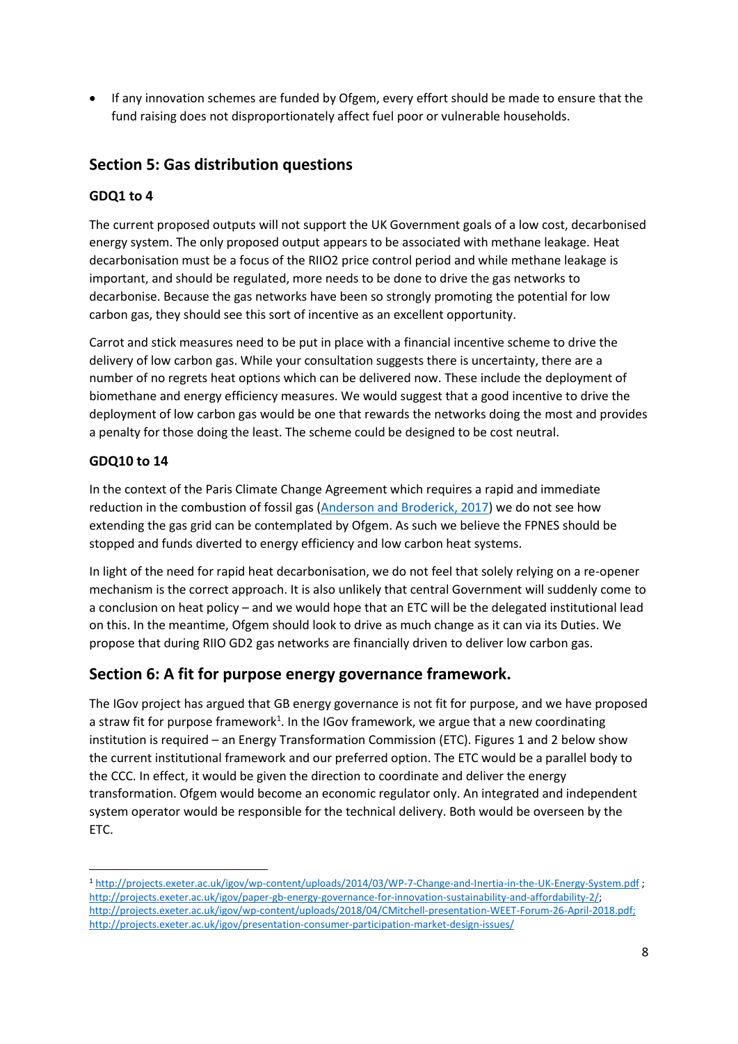- If any innovation schemes are funded by Ofgem, every effort should be made to ensure that the fund raising does not disproportionately affect fuel poor or vulnerable households.

## Section 5: Gas distribution questions

### GDQ1 to 4

The current proposed outputs will not support the UK Government goals of a low cost, decarbonised energy system. The only proposed output appears to be associated with methane leakage. Heat decarbonisation must be a focus of the RIIO2 price control period and while methane leakage is important, and should be regulated, more needs to be done to drive the gas networks to decarbonise. Because the gas networks have been so strongly promoting the potential for low carbon gas, they should see this sort of incentive as an excellent opportunity.

Carrot and stick measures need to be put in place with a financial incentive scheme to drive the delivery of low carbon gas. While your consultation suggests there is uncertainty, there are a number of no regrets heat options which can be delivered now. These include the deployment of biomethane and energy efficiency measures. We would suggest that a good incentive to drive the deployment of low carbon gas would be one that rewards the networks doing the most and provides a penalty for those doing the least. The scheme could be designed to be cost neutral.

### GDQ10 to 14

In the context of the Paris Climate Change Agreement which requires a rapid and immediate reduction in the combustion of fossil gas (Anderson and Broderick, 2017) we do not see how extending the gas grid can be contemplated by Ofgem. As such we believe the FPNES should be stopped and funds diverted to energy efficiency and low carbon heat systems.

In light of the need for rapid heat decarbonisation, we do not feel that solely relying on a re-opener mechanism is the correct approach. It is also unlikely that central Government will suddenly come to a conclusion on heat policy – and we would hope that an ETC will be the delegated institutional lead on this. In the meantime, Ofgem should look to drive as much change as it can via its Duties. We propose that during RIIO GD2 gas networks are financially driven to deliver low carbon gas.

## Section 6: A fit for purpose energy governance framework.

The IGov project has argued that GB energy governance is not fit for purpose, and we have proposed a straw fit for purpose framework[1]. In the IGov framework, we argue that a new coordinating institution is required – an Energy Transformation Commission (ETC). Figures 1 and 2 below show the current institutional framework and our preferred option. The ETC would be a parallel body to the CCC. In effect, it would be given the direction to coordinate and deliver the energy transformation. Ofgem would become an economic regulator only. An integrated and independent system operator would be responsible for the technical delivery. Both would be overseen by the ETC.

---

[1] http://projects.exeter.ac.uk/igov/wp-content/uploads/2014/03/WP-7-Change-and-Inertia-in-the-UK-Energy-System.pdf ; http://projects.exeter.ac.uk/igov/paper-gb-energy-governance-for-innovation-sustainability-and-affordability-2/; http://projects.exeter.ac.uk/igov/wp-content/uploads/2018/04/CMitchell-presentation-WEET-Forum-26-April-2018.pdf; http://projects.exeter.ac.uk/igov/presentation-consumer-participation-market-design-issues/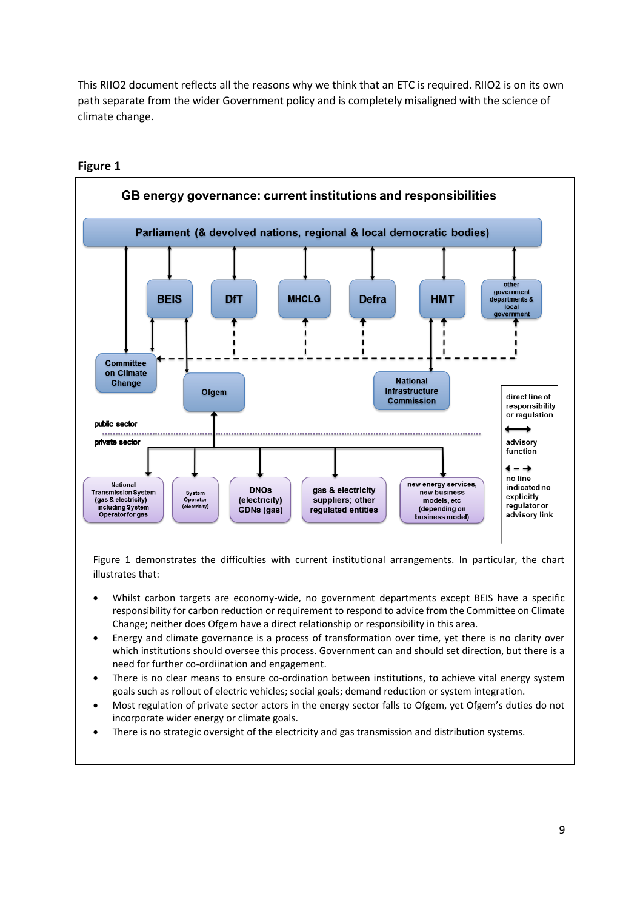This RIIO2 document reflects all the reasons why we think that an ETC is required. RIIO2 is on its own path separate from the wider Government policy and is completely misaligned with the science of climate change.

**Figure 1**

**GB energy governance: current institutions and responsibilities**

Parliament (& devolved nations, regional & local democratic bodies)

BEIS | DfT | MHCLG | Defra | HMT | other government departments & local government

Committee on Climate Change | Ofgem | National Infrastructure Commission

public sector

private sector

National Transmission System (gas & electricity) – including System Operator for gas | System Operator (electricity) | DNOs (electricity) GDNs (gas) | gas & electricity suppliers; other regulated entities | new energy services, new business models, etc (depending on business model)

direct line of responsibility or regulation

advisory function

no line indicated no explicitly regulator or advisory link

Figure 1 demonstrates the difficulties with current institutional arrangements. In particular, the chart illustrates that:

- Whilst carbon targets are economy-wide, no government departments except BEIS have a specific responsibility for carbon reduction or requirement to respond to advice from the Committee on Climate Change; neither does Ofgem have a direct relationship or responsibility in this area.
- Energy and climate governance is a process of transformation over time, yet there is no clarity over which institutions should oversee this process. Government can and should set direction, but there is a need for further co-ordiination and engagement.
- There is no clear means to ensure co-ordination between institutions, to achieve vital energy system goals such as rollout of electric vehicles; social goals; demand reduction or system integration.
- Most regulation of private sector actors in the energy sector falls to Ofgem, yet Ofgem's duties do not incorporate wider energy or climate goals.
- There is no strategic oversight of the electricity and gas transmission and distribution systems.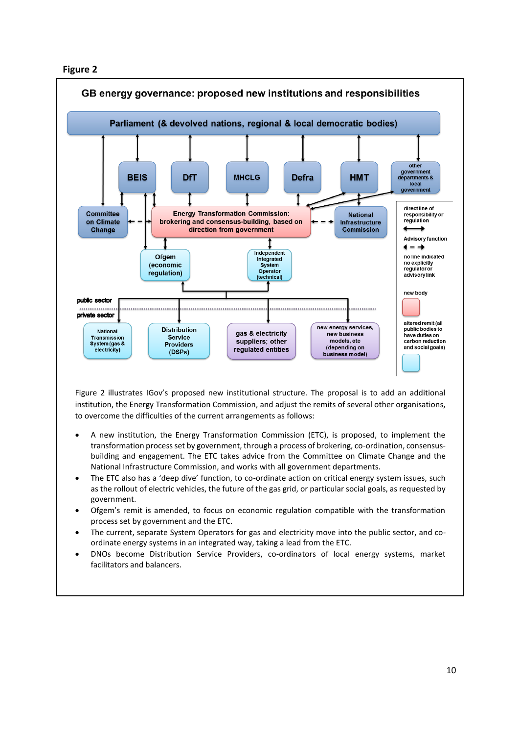**Figure 2**

### GB energy governance: proposed new institutions and responsibilities

Parliament (& devolved nations, regional & local democratic bodies)

BEIS | DfT | MHCLG | Defra | HMT | other government departments & local government

Committee on Climate Change | Energy Transformation Commission: brokering and consensus-building, based on direction from government | National Infrastructure Commission

Ofgem (economic regulation) | Independent Integrated System Operator (technical)

public sector

private sector

National Transmission System (gas & electricity) | Distribution Service Providers (DSPs) | gas & electricity suppliers; other regulated entities | new energy services, new business models, etc (depending on business model)

direct line of responsibility or regulation

Advisory function

no line indicated no explicitly regulator or advisory link

new body

altered remit (all public bodies to have duties on carbon reduction and social goals)

Figure 2 illustrates IGov's proposed new institutional structure. The proposal is to add an additional institution, the Energy Transformation Commission, and adjust the remits of several other organisations, to overcome the difficulties of the current arrangements as follows:

- A new institution, the Energy Transformation Commission (ETC), is proposed, to implement the transformation process set by government, through a process of brokering, co-ordination, consensus-building and engagement. The ETC takes advice from the Committee on Climate Change and the National Infrastructure Commission, and works with all government departments.
- The ETC also has a 'deep dive' function, to co-ordinate action on critical energy system issues, such as the rollout of electric vehicles, the future of the gas grid, or particular social goals, as requested by government.
- Ofgem's remit is amended, to focus on economic regulation compatible with the transformation process set by government and the ETC.
- The current, separate System Operators for gas and electricity move into the public sector, and co-ordinate energy systems in an integrated way, taking a lead from the ETC.
- DNOs become Distribution Service Providers, co-ordinators of local energy systems, market facilitators and balancers.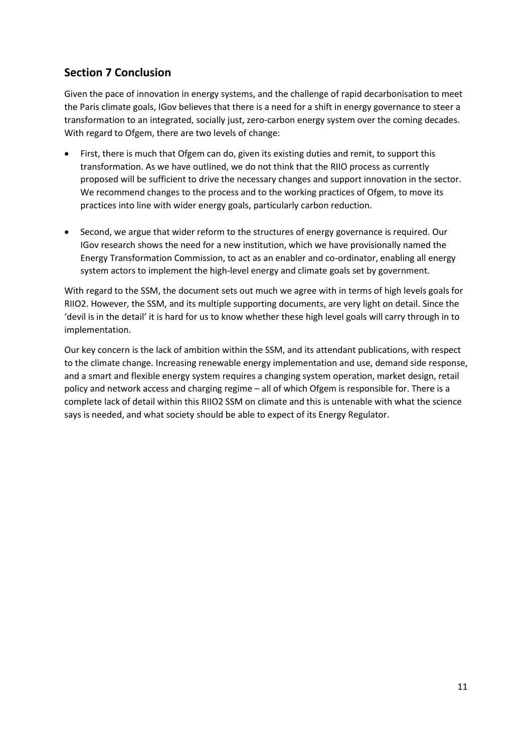## Section 7 Conclusion

Given the pace of innovation in energy systems, and the challenge of rapid decarbonisation to meet the Paris climate goals, IGov believes that there is a need for a shift in energy governance to steer a transformation to an integrated, socially just, zero-carbon energy system over the coming decades. With regard to Ofgem, there are two levels of change:

- First, there is much that Ofgem can do, given its existing duties and remit, to support this transformation. As we have outlined, we do not think that the RIIO process as currently proposed will be sufficient to drive the necessary changes and support innovation in the sector. We recommend changes to the process and to the working practices of Ofgem, to move its practices into line with wider energy goals, particularly carbon reduction.

- Second, we argue that wider reform to the structures of energy governance is required. Our IGov research shows the need for a new institution, which we have provisionally named the Energy Transformation Commission, to act as an enabler and co-ordinator, enabling all energy system actors to implement the high-level energy and climate goals set by government.

With regard to the SSM, the document sets out much we agree with in terms of high levels goals for RIIO2. However, the SSM, and its multiple supporting documents, are very light on detail. Since the 'devil is in the detail' it is hard for us to know whether these high level goals will carry through in to implementation.

Our key concern is the lack of ambition within the SSM, and its attendant publications, with respect to the climate change. Increasing renewable energy implementation and use, demand side response, and a smart and flexible energy system requires a changing system operation, market design, retail policy and network access and charging regime – all of which Ofgem is responsible for. There is a complete lack of detail within this RIIO2 SSM on climate and this is untenable with what the science says is needed, and what society should be able to expect of its Energy Regulator.